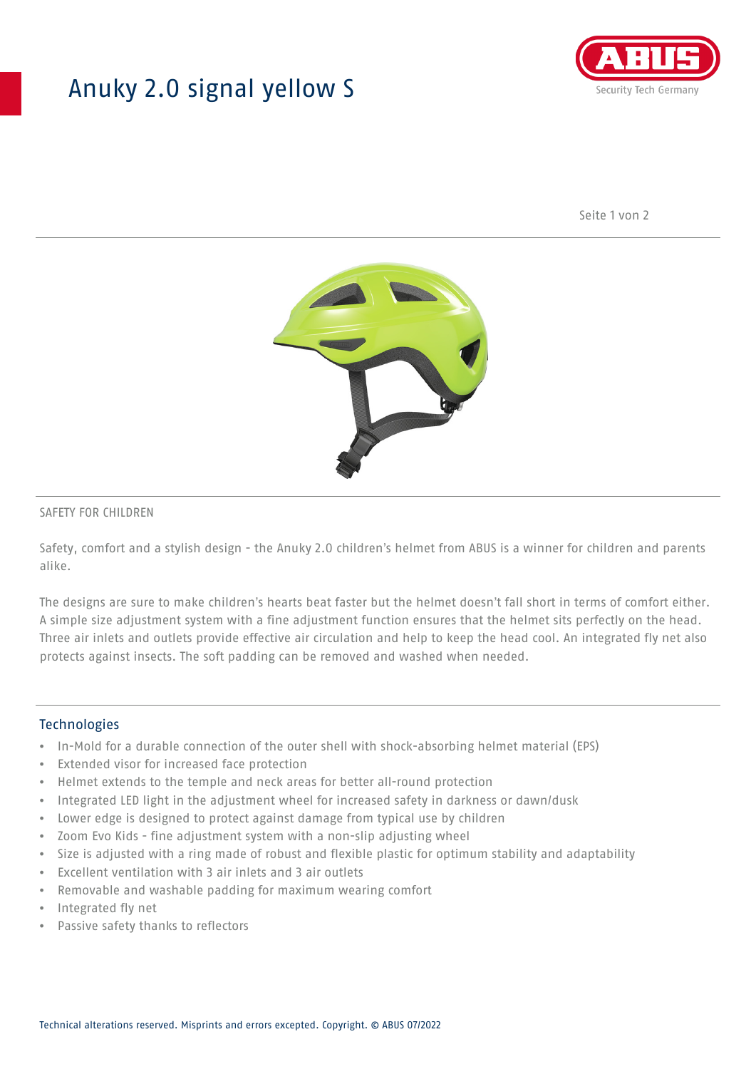# Anuky 2.0 signal yellow S

SAFETY FOR CHILDREN

Safety, comfort and a stylish design - the Anuky 2.0 children's helmet from ABUS is a winner for children and parents alike.

The designs are sure to make children's hearts beat faster but the helmet doesn't fall short in terms of comfort either. A simple size adjustment system with a fine adjustment function ensures that the helmet sits perfectly on the head. Three air inlets and outlets provide effective air circulation and help to keep the head cool. An integrated fly net also protects against insects. The soft padding can be removed and washed when needed.

## Technologies

- In-Mold for a durable connection of the outer shell with shock-absorbing helmet material (EPS)
- Extended visor for increased face protection
- Helmet extends to the temple and neck areas for better all-round protection
- Integrated LED light in the adjustment wheel for increased safety in darkness or dawn/dusk
- Lower edge is designed to protect against damage from typical use by children
- Zoom Evo Kids - fine adjustment system with a non-slip adjusting wheel
- Size is adjusted with a ring made of robust and flexible plastic for optimum stability and adaptability
- Excellent ventilation with 3 air inlets and 3 air outlets
- Removable and washable padding for maximum wearing comfort
- Integrated fly net
- Passive safety thanks to reflectors

Technical alterations reserved. Misprints and errors excepted. Copyright. © ABUS 07/2022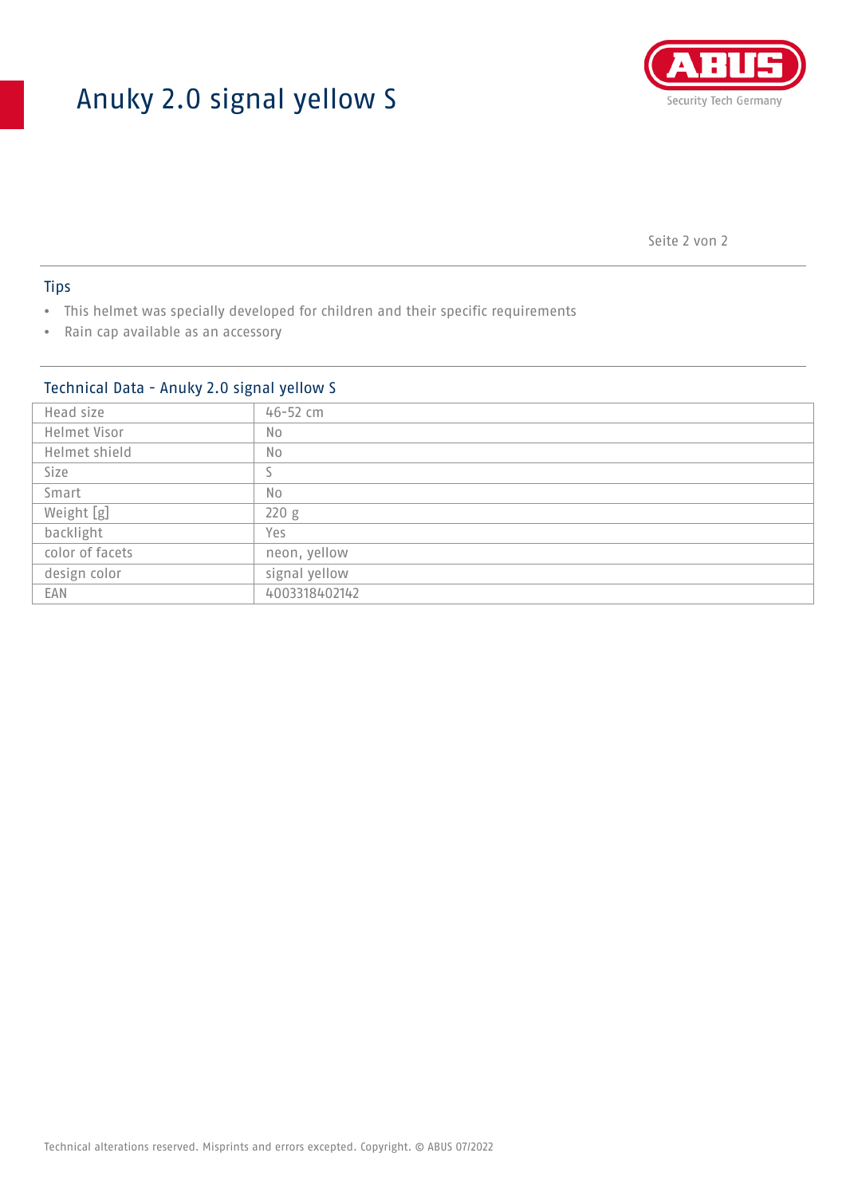# Anuky 2.0 signal yellow S

## Tips

- This helmet was specially developed for children and their specific requirements
- Rain cap available as an accessory

## Technical Data - Anuky 2.0 signal yellow S

| | |
|---|---|
| Head size | 46-52 cm |
| Helmet Visor | No |
| Helmet shield | No |
| Size | S |
| Smart | No |
| Weight [g] | 220 g |
| backlight | Yes |
| color of facets | neon, yellow |
| design color | signal yellow |
| EAN | 4003318402142 |

Technical alterations reserved. Misprints and errors excepted. Copyright. © ABUS 07/2022